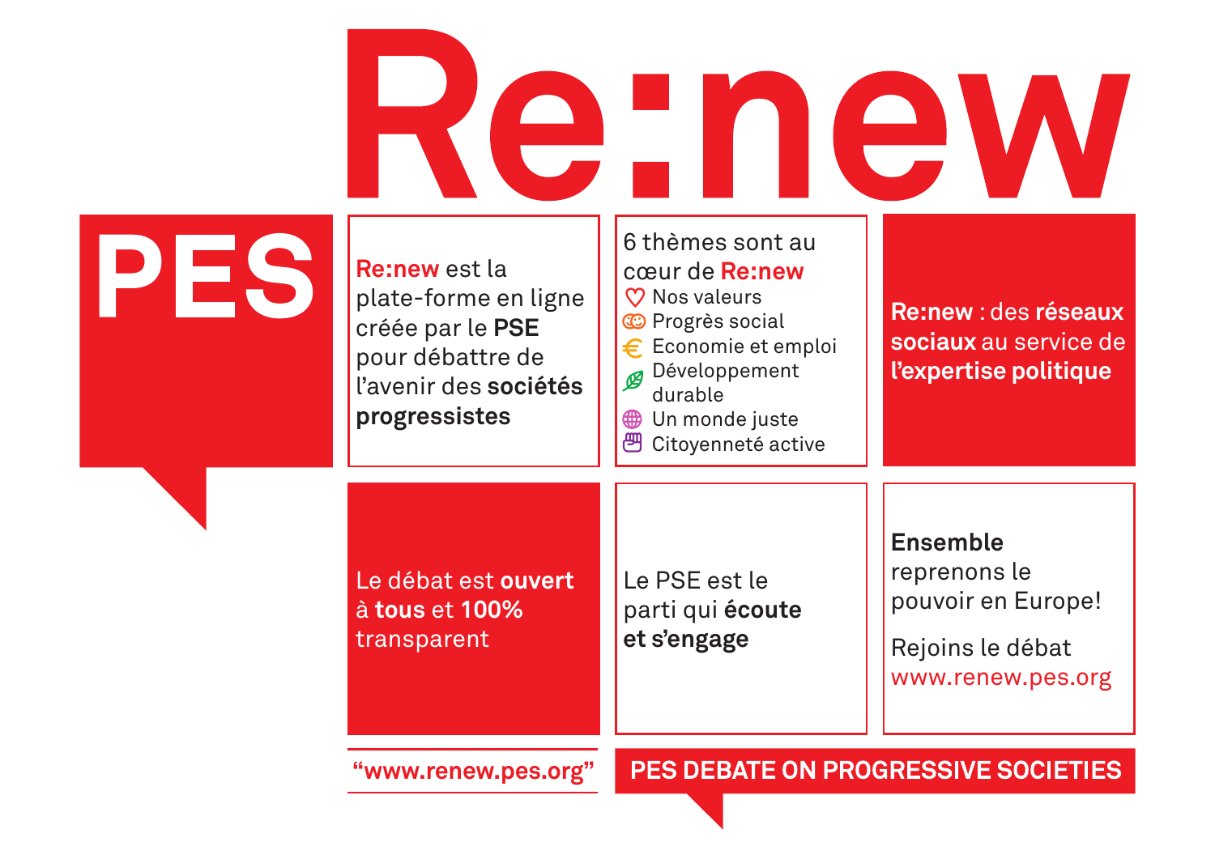# Re:new

## PES

**Re:new** est la plate-forme en ligne créée par le **PSE** pour débattre de l'avenir des **sociétés progressistes**

6 thèmes sont au cœur de **Re:new**

- Nos valeurs
- Progrès social
- Economie et emploi
- Développement durable
- Un monde juste
- Citoyenneté active

**Re:new** : des **réseaux sociaux** au service de **l'expertise politique**

Le débat est **ouvert** à **tous** et **100%** transparent

Le PSE est le parti qui **écoute et s'engage**

**Ensemble** reprenons le pouvoir en Europe!

Rejoins le débat
www.renew.pes.org

**"www.renew.pes.org"**

**PES DEBATE ON PROGRESSIVE SOCIETIES**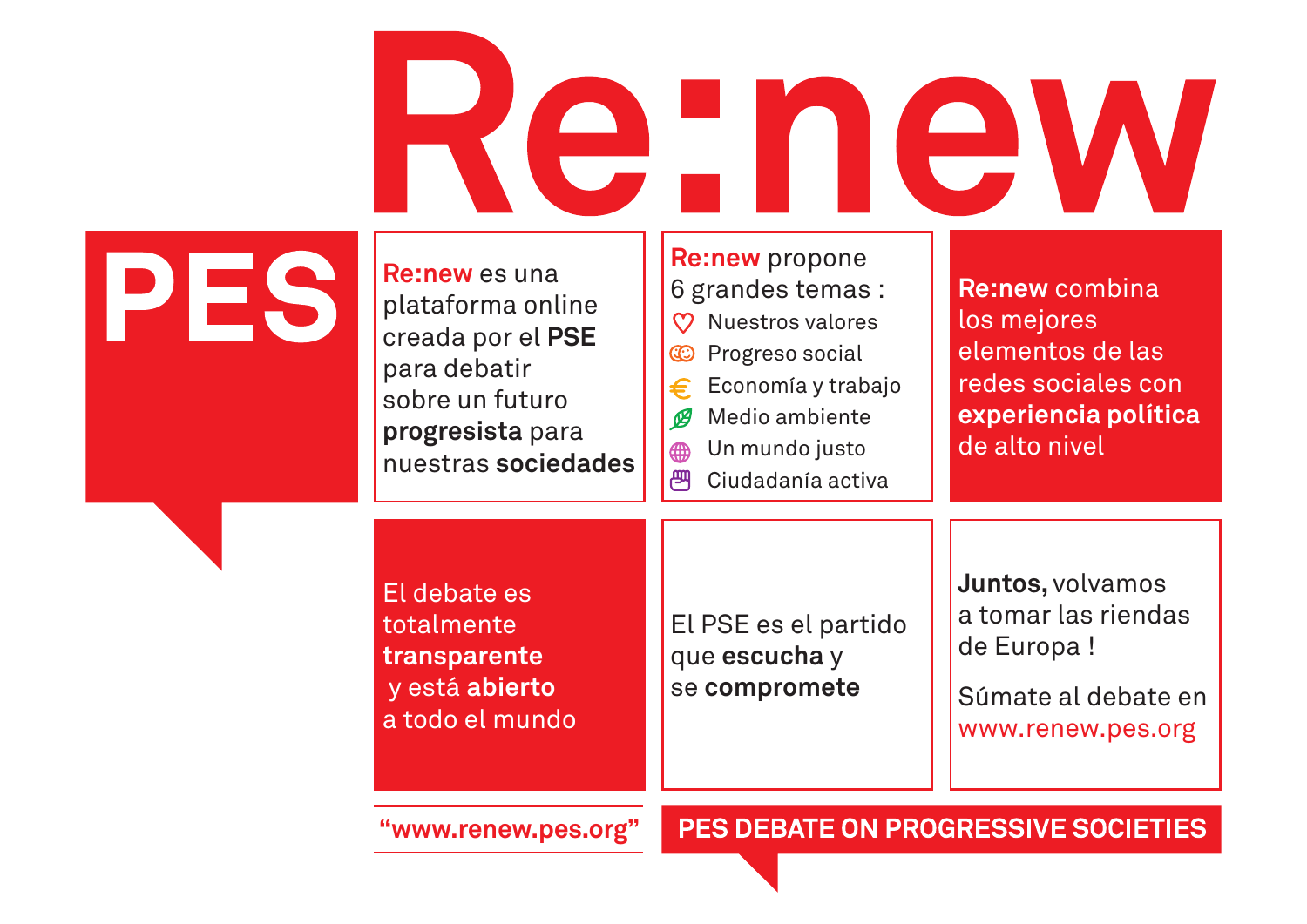# Re:new

## PES

**Re:new** es una plataforma online creada por el **PSE** para debatir sobre un futuro **progresista** para nuestras **sociedades**

**Re:new** propone 6 grandes temas :

- Nuestros valores
- Progreso social
- Economía y trabajo
- Medio ambiente
- Un mundo justo
- Ciudadanía activa

**Re:new** combina los mejores elementos de las redes sociales con **experiencia política** de alto nivel

El debate es totalmente **transparente** y está **abierto** a todo el mundo

El PSE es el partido que **escucha** y se **compromete**

**Juntos,** volvamos a tomar las riendas de Europa !

Súmate al debate en www.renew.pes.org

**“www.renew.pes.org”**

**PES DEBATE ON PROGRESSIVE SOCIETIES**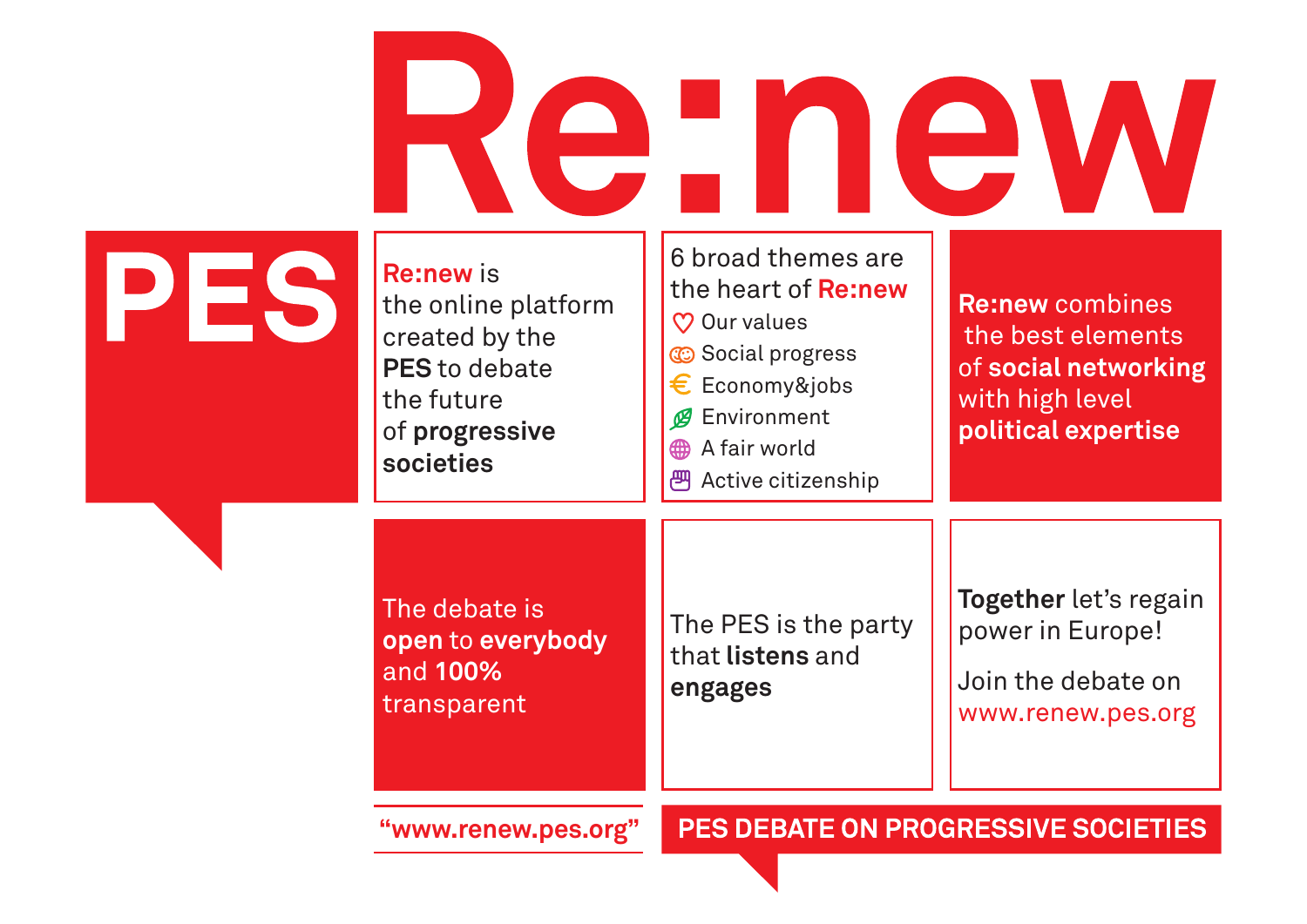# Re:new

# PES

**Re:new** is the online platform created by the **PES** to debate the future of **progressive societies**

6 broad themes are the heart of **Re:new**

- Our values
- Social progress
- Economy&jobs
- Environment
- A fair world
- Active citizenship

**Re:new** combines the best elements of **social networking** with high level **political expertise**

The debate is **open** to **everybody** and **100%** transparent

The PES is the party that **listens** and **engages**

**Together** let's regain power in Europe!

Join the debate on www.renew.pes.org

**"www.renew.pes.org"**

**PES DEBATE ON PROGRESSIVE SOCIETIES**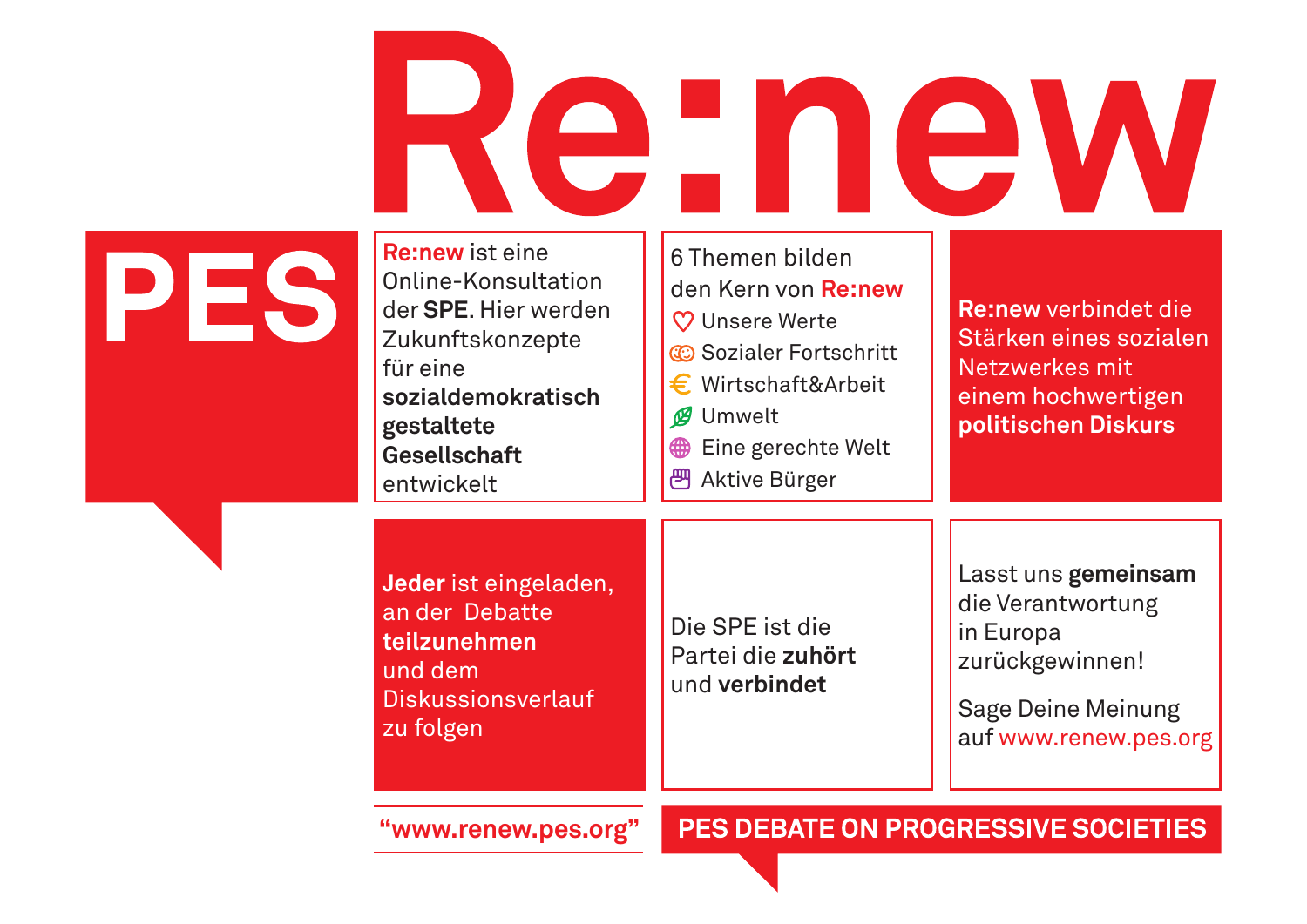# Re:new

## PES

**Re:new** ist eine Online-Konsultation der **SPE**. Hier werden Zukunftskonzepte für eine **sozialdemokratisch gestaltete Gesellschaft** entwickelt

6 Themen bilden den Kern von **Re:new**

- Unsere Werte
- Sozialer Fortschritt
- Wirtschaft&Arbeit
- Umwelt
- Eine gerechte Welt
- Aktive Bürger

**Re:new** verbindet die Stärken eines sozialen Netzwerkes mit einem hochwertigen **politischen Diskurs**

**Jeder** ist eingeladen, an der Debatte **teilzunehmen** und dem Diskussionsverlauf zu folgen

Die SPE ist die Partei die **zuhört** und **verbindet**

Lasst uns **gemeinsam** die Verantwortung in Europa zurückgewinnen!

Sage Deine Meinung auf www.renew.pes.org

**"www.renew.pes.org"**

**PES DEBATE ON PROGRESSIVE SOCIETIES**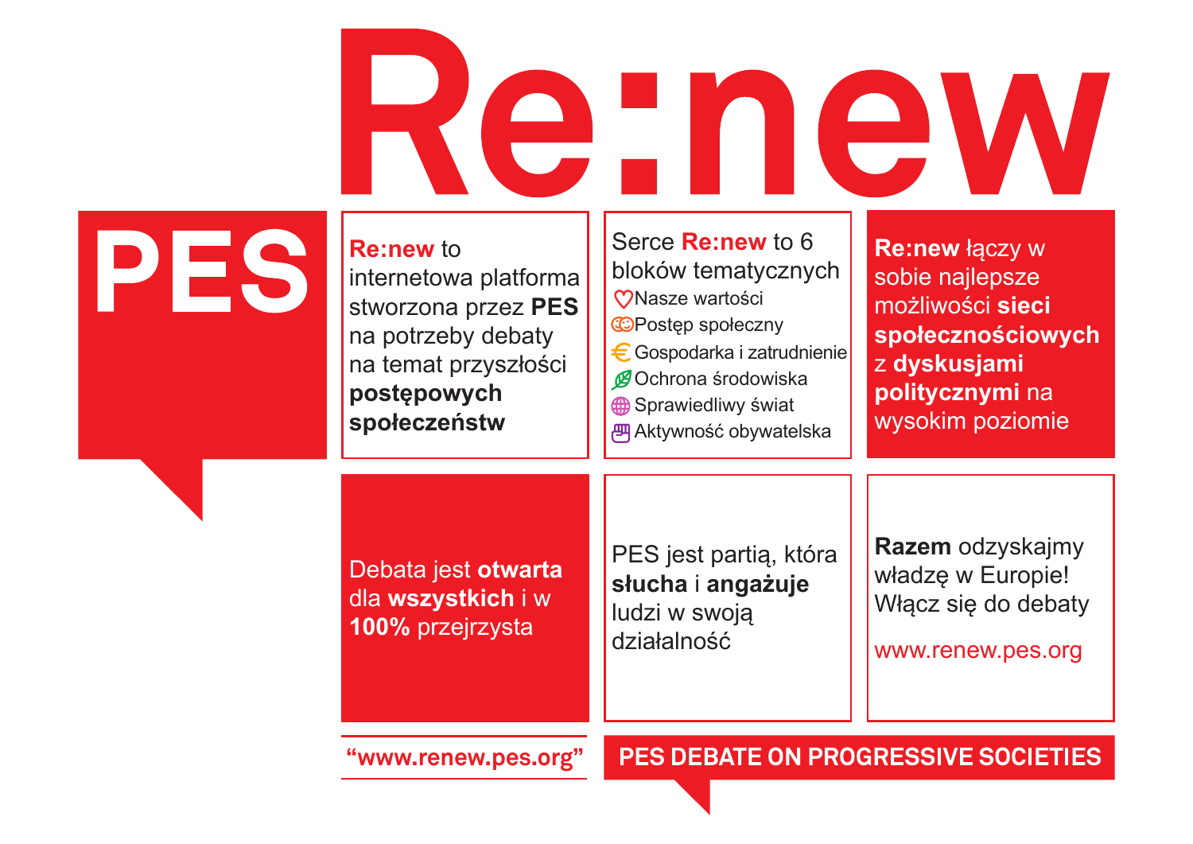# Re:new

# PES

**Re:new** to internetowa platforma stworzona przez **PES** na potrzeby debaty na temat przyszłości **postępowych społeczeństw**

Serce **Re:new** to 6 bloków tematycznych

- Nasze wartości
- Postęp społeczny
- Gospodarka i zatrudnienie
- Ochrona środowiska
- Sprawiedliwy świat
- Aktywność obywatelska

**Re:new** łączy w sobie najlepsze możliwości **sieci społecznościowych** z **dyskusjami politycznymi** na wysokim poziomie

Debata jest **otwarta** dla **wszystkich** i w **100%** przejrzysta

PES jest partią, która **słucha** i **angażuje** ludzi w swoją działalność

**Razem** odzyskajmy władzę w Europie! Włącz się do debaty

www.renew.pes.org

**"www.renew.pes.org"**

**PES DEBATE ON PROGRESSIVE SOCIETIES**